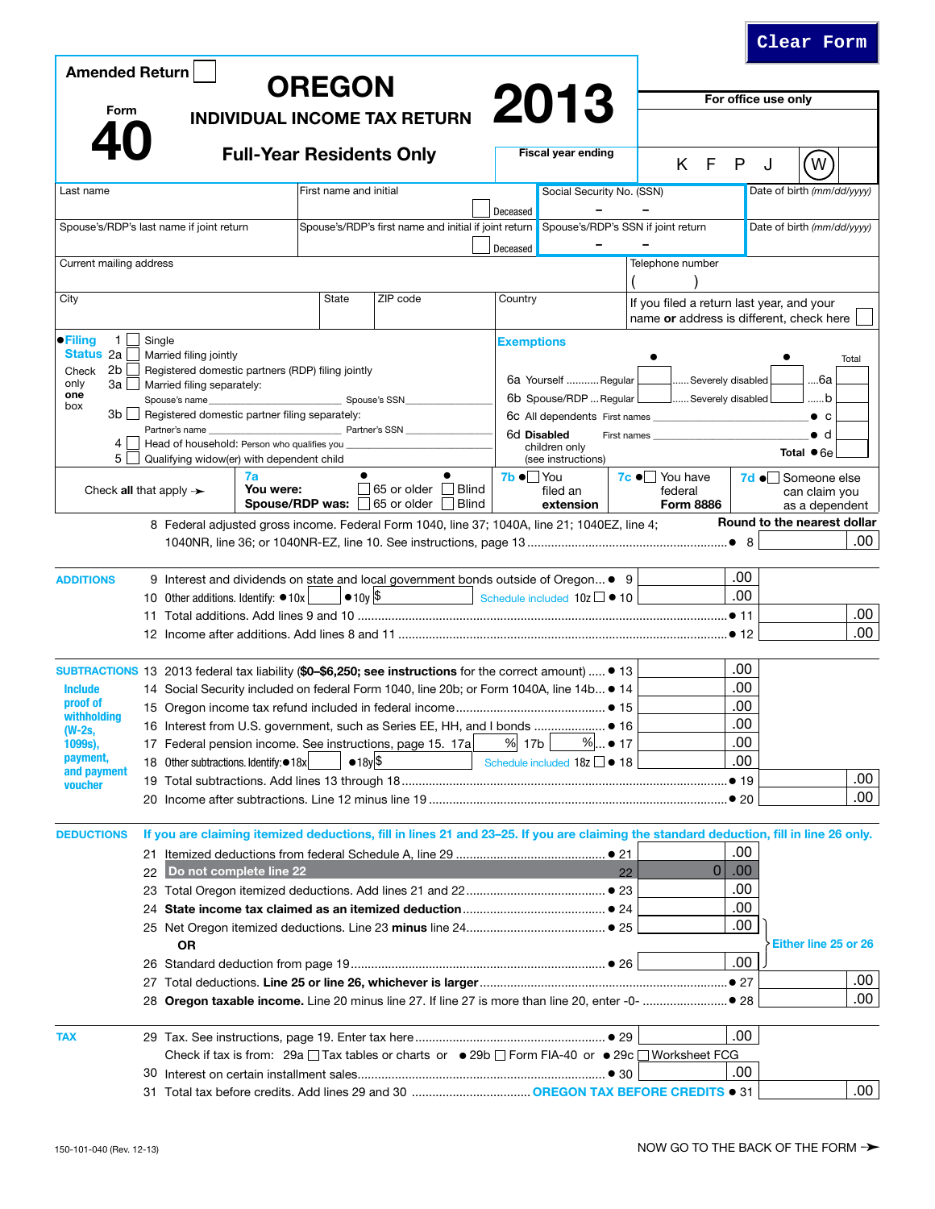Clear Form

Amended Return ☐

Form
# 40

# OREGON
## INDIVIDUAL INCOME TAX RETURN
### Full-Year Residents Only

# 2013

Fiscal year ending

For office use only

K F P J (W)

| Last name | First name and initial | ☐ Deceased | Social Security No. (SSN) – – | Date of birth (mm/dd/yyyy) |
|---|---|---|---|---|
| Spouse's/RDP's last name if joint return | Spouse's/RDP's first name and initial if joint return | ☐ Deceased | Spouse's/RDP's SSN if joint return – – | Date of birth (mm/dd/yyyy) |

| Current mailing address | | | | Telephone number ( ) |
|---|---|---|---|---|
| City | State | ZIP code | Country | If you filed a return last year, and your name **or** address is different, check here ☐ |

**●Filing Status** (Check only **one** box)

- 1 ☐ Single
- 2a ☐ Married filing jointly
- 2b ☐ Registered domestic partners (RDP) filing jointly
- 3a ☐ Married filing separately: Spouse's name ______ Spouse's SSN ______
- 3b ☐ Registered domestic partner filing separately: Partner's name ______ Partner's SSN ______
- 4 ☐ Head of household: Person who qualifies you ______
- 5 ☐ Qualifying widow(er) with dependent child

**Exemptions**

| | ● | ● | Total |
|---|---|---|---|
| 6a Yourself ........... Regular | ☐ | ...... Severely disabled ☐ | ..... 6a |
| 6b Spouse/RDP ... Regular | ☐ | ...... Severely disabled ☐ | ...... b |
| 6c All dependents First names ______ | | | ● c |
| 6d **Disabled** children only (see instructions) First names ______ | | | ● d |
| | | | **Total** ● 6e |

Check **all** that apply ➔ **7a** You were: ● ☐ 65 or older ● ☐ Blind; Spouse/RDP was: ☐ 65 or older ☐ Blind | **7b** ●☐ You filed an **extension** | **7c** ●☐ You have federal **Form 8886** | **7d** ●☐ Someone else can claim you as a dependent

**Round to the nearest dollar**

8 Federal adjusted gross income. Federal Form 1040, line 37; 1040A, line 21; 1040EZ, line 4; 1040NR, line 36; or 1040NR-EZ, line 10. See instructions, page 13 .......... ● 8 .00

**ADDITIONS**

9 Interest and dividends on state and local government bonds outside of Oregon... ● 9 .00

10 Other additions. Identify: ●10x ______ ●10y $ ______ Schedule included 10z ☐ ● 10 .00

11 Total additions. Add lines 9 and 10 .......... ● 11 .00

12 Income after additions. Add lines 8 and 11 .......... ● 12 .00

**SUBTRACTIONS**

Include proof of withholding (W-2s, 1099s), payment, and payment voucher

13 2013 federal tax liability (**$0–$6,250; see instructions** for the correct amount) ..... ● 13 .00

14 Social Security included on federal Form 1040, line 20b; or Form 1040A, line 14b... ● 14 .00

15 Oregon income tax refund included in federal income .......... ● 15 .00

16 Interest from U.S. government, such as Series EE, HH, and I bonds .......... ● 16 .00

17 Federal pension income. See instructions, page 15. 17a ____% 17b ____%... ● 17 .00

18 Other subtractions. Identify: ●18x ______ ●18y $ ______ Schedule included 18z ☐ ● 18 .00

19 Total subtractions. Add lines 13 through 18 .......... ● 19 .00

20 Income after subtractions. Line 12 minus line 19 .......... ● 20 .00

**DEDUCTIONS** If you are claiming itemized deductions, fill in lines 21 and 23–25. If you are claiming the standard deduction, fill in line 26 only.

21 Itemized deductions from federal Schedule A, line 29 .......... ● 21 .00

22 **Do not complete line 22** 22 0 .00

23 Total Oregon itemized deductions. Add lines 21 and 22 .......... ● 23 .00

24 **State income tax claimed as an itemized deduction** .......... ● 24 .00

25 Net Oregon itemized deductions. Line 23 **minus** line 24 .......... ● 25 .00

**OR** (Either line 25 or 26)

26 Standard deduction from page 19 .......... ● 26 .00

27 Total deductions. **Line 25 or line 26, whichever is larger** .......... ● 27 .00

28 **Oregon taxable income.** Line 20 minus line 27. If line 27 is more than line 20, enter -0- .......... ● 28 .00

**TAX**

29 Tax. See instructions, page 19. Enter tax here .......... ● 29 .00

Check if tax is from: 29a ☐ Tax tables or charts or ● 29b ☐ Form FIA-40 or ● 29c ☐ Worksheet FCG

30 Interest on certain installment sales .......... ● 30 .00

31 Total tax before credits. Add lines 29 and 30 .......... **OREGON TAX BEFORE CREDITS** ● 31 .00

150-101-040 (Rev. 12-13)

NOW GO TO THE BACK OF THE FORM ➔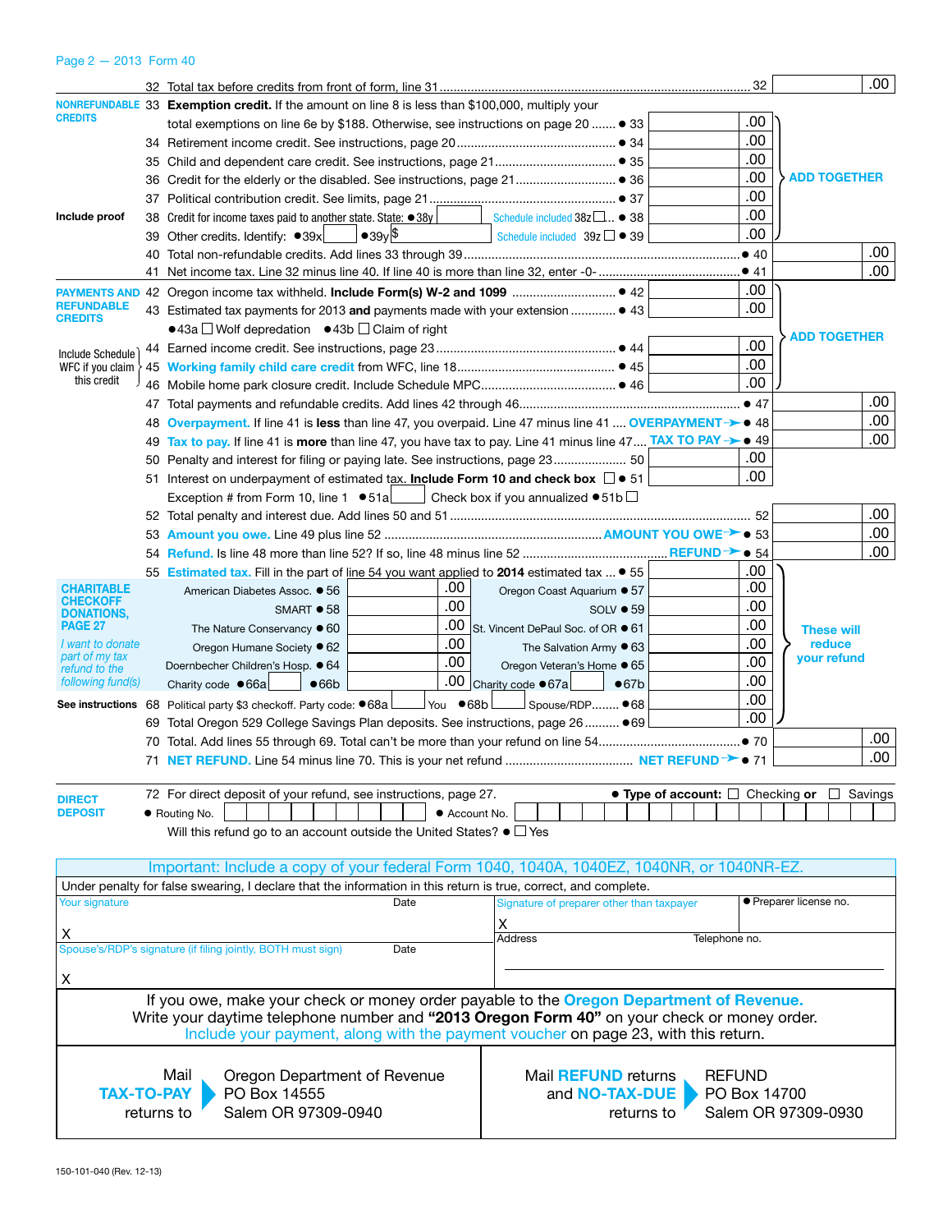32 Total tax before credits from front of form, line 31 ........ 32 | .00

**NONREFUNDABLE CREDITS**

| | | | | |
|---|---|---|---|---|
| 33 | **Exemption credit.** If the amount on line 8 is less than $100,000, multiply your total exemptions on line 6e by $188. Otherwise, see instructions on page 20 ....... ● 33 | .00 | ADD TOGETHER | |
| 34 | Retirement income credit. See instructions, page 20 ........ ● 34 | .00 | | |
| 35 | Child and dependent care credit. See instructions, page 21 ........ ● 35 | .00 | | |
| 36 | Credit for the elderly or the disabled. See instructions, page 21 ........ ● 36 | .00 | | |
| 37 | Political contribution credit. See limits, page 21 ........ ● 37 | .00 | | |
| 38 | Include proof — Credit for income taxes paid to another state. State: ●38y ___ Schedule included 38z ☐ .. ● 38 | .00 | | |
| 39 | Other credits. Identify: ●39x ___ ●39y $ ___ Schedule included 39z ☐ ● 39 | .00 | | |
| 40 | Total non-refundable credits. Add lines 33 through 39 ........ ● 40 | | | .00 |
| 41 | Net income tax. Line 32 minus line 40. If line 40 is more than line 32, enter -0- ........ ● 41 | | | .00 |

**PAYMENTS AND REFUNDABLE CREDITS**

| | | | | |
|---|---|---|---|---|
| 42 | Oregon income tax withheld. **Include Form(s) W-2 and 1099** ........ ● 42 | .00 | ADD TOGETHER | |
| 43 | Estimated tax payments for 2013 **and** payments made with your extension ........ ● 43 | .00 | | |
| | ●43a ☐ Wolf depreciation ●43b ☐ Claim of right | | | |
| 44 | Earned income credit. See instructions, page 23 ........ ● 44 | .00 | | |
| 45 | Include Schedule WFC if you claim this credit — **Working family child care credit** from WFC, line 18 ........ ● 45 | .00 | | |
| 46 | Mobile home park closure credit. Include Schedule MPC ........ ● 46 | .00 | | |
| 47 | Total payments and refundable credits. Add lines 42 through 46 ........ ● 47 | | | .00 |
| 48 | **Overpayment.** If line 41 is **less** than line 47, you overpaid. Line 47 minus line 41 .... **OVERPAYMENT** ➜ ● 48 | | | .00 |
| 49 | **Tax to pay.** If line 41 is **more** than line 47, you have tax to pay. Line 41 minus line 47.... **TAX TO PAY** ➜ ● 49 | | | .00 |
| 50 | Penalty and interest for filing or paying late. See instructions, page 23 ........ 50 | .00 | | |
| 51 | Interest on underpayment of estimated tax. **Include Form 10 and check box** ☐ ● 51 | .00 | | |
| | Exception # from Form 10, line 1 ●51a ___ Check box if you annualized ●51b ☐ | | | |
| 52 | Total penalty and interest due. Add lines 50 and 51 ........ 52 | | | .00 |
| 53 | **Amount you owe.** Line 49 plus line 52 ........ **AMOUNT YOU OWE** ➜ ● 53 | | | .00 |
| 54 | **Refund.** Is line 48 more than line 52? If so, line 48 minus line 52 ........ **REFUND** ➜ ● 54 | | | .00 |
| 55 | **Estimated tax.** Fill in the part of line 54 you want applied to **2014** estimated tax ... ● 55 | .00 | These will reduce your refund | |

**CHARITABLE CHECKOFF DONATIONS, PAGE 27**

*I want to donate part of my tax refund to the following fund(s)*

| | | | |
|---|---|---|---|
| American Diabetes Assoc. ● 56 | .00 | Oregon Coast Aquarium ● 57 | .00 |
| SMART ● 58 | .00 | SOLV ● 59 | .00 |
| The Nature Conservancy ● 60 | .00 | St. Vincent DePaul Soc. of OR ● 61 | .00 |
| Oregon Humane Society ● 62 | .00 | The Salvation Army ● 63 | .00 |
| Doernbecher Children's Hosp. ● 64 | .00 | Oregon Veteran's Home ● 65 | .00 |
| Charity code ●66a ___ ●66b | .00 | Charity code ●67a ___ ●67b | .00 |

See instructions — 68 Political party $3 checkoff. Party code: ●68a ___ You ●68b ___ Spouse/RDP........ ●68 | .00

69 Total Oregon 529 College Savings Plan deposits. See instructions, page 26 ........ ●69 | .00

70 Total. Add lines 55 through 69. Total can't be more than your refund on line 54........ ● 70 | .00

71 **NET REFUND.** Line 54 minus line 70. This is your net refund ........ **NET REFUND** ➜ ● 71 | .00

**DIRECT DEPOSIT**

72 For direct deposit of your refund, see instructions, page 27. ● **Type of account:** ☐ Checking **or** ☐ Savings

● Routing No. ___ ● Account No. ___

Will this refund go to an account outside the United States? ● ☐ Yes

Important: Include a copy of your federal Form 1040, 1040A, 1040EZ, 1040NR, or 1040NR-EZ.

Under penalty for false swearing, I declare that the information in this return is true, correct, and complete.

| | | | |
|---|---|---|---|
| Your signature X | Date | Signature of preparer other than taxpayer X | ● Preparer license no. |
| Spouse's/RDP's signature (if filing jointly, BOTH must sign) X | Date | Address | Telephone no. |

If you owe, make your check or money order payable to the **Oregon Department of Revenue.**
Write your daytime telephone number and **"2013 Oregon Form 40"** on your check or money order.
Include your payment, along with the payment voucher on page 23, with this return.

Mail **TAX-TO-PAY** returns to ➜ Oregon Department of Revenue, PO Box 14555, Salem OR 97309-0940

Mail **REFUND** returns and **NO-TAX-DUE** returns to ➜ REFUND, PO Box 14700, Salem OR 97309-0930

150-101-040 (Rev. 12-13)